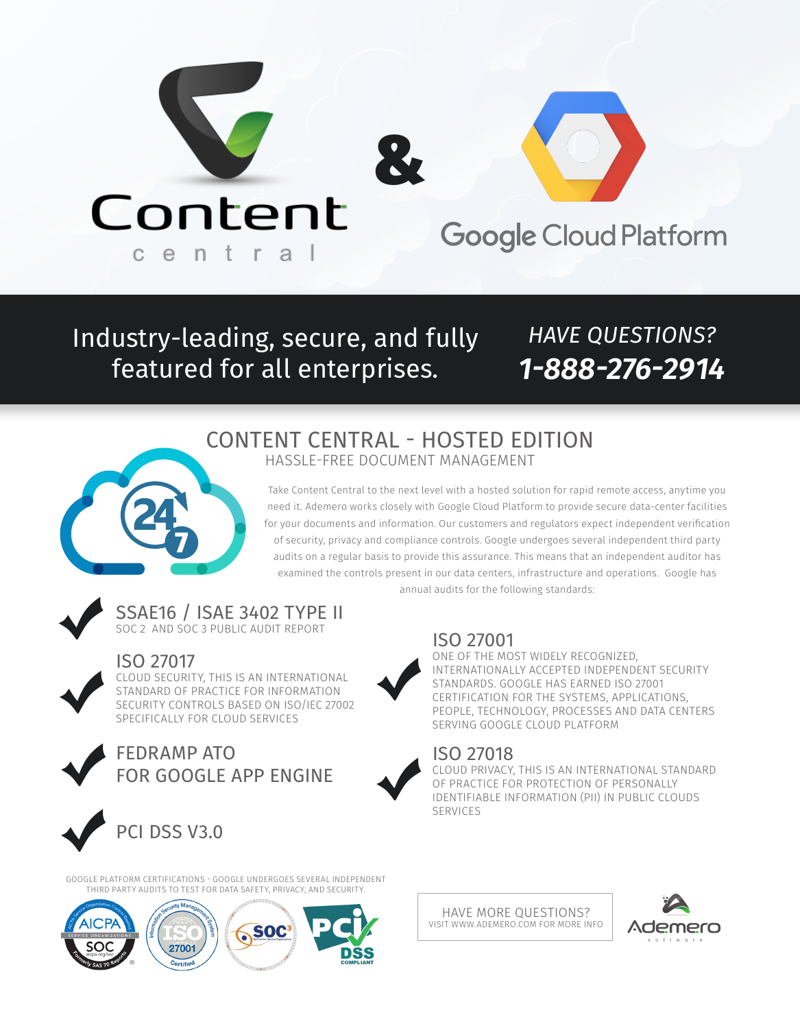Content central

&

Google Cloud Platform

Industry-leading, secure, and fully featured for all enterprises.

*HAVE QUESTIONS?*

***1-888-276-2914***

# CONTENT CENTRAL - HOSTED EDITION

## HASSLE-FREE DOCUMENT MANAGEMENT

Take Content Central to the next level with a hosted solution for rapid remote access, anytime you need it. Ademero works closely with Google Cloud Platform to provide secure data-center facilities for your documents and information. Our customers and regulators expect independent verification of security, privacy and compliance controls. Google undergoes several independent third party audits on a regular basis to provide this assurance. This means that an independent auditor has examined the controls present in our data centers, infrastructure and operations. Google has annual audits for the following standards:

### SSAE16 / ISAE 3402 TYPE II

SOC 2 AND SOC 3 PUBLIC AUDIT REPORT

### ISO 27017

CLOUD SECURITY, THIS IS AN INTERNATIONAL STANDARD OF PRACTICE FOR INFORMATION SECURITY CONTROLS BASED ON ISO/IEC 27002 SPECIFICALLY FOR CLOUD SERVICES

### FEDRAMP ATO FOR GOOGLE APP ENGINE

### PCI DSS V3.0

### ISO 27001

ONE OF THE MOST WIDELY RECOGNIZED, INTERNATIONALLY ACCEPTED INDEPENDENT SECURITY STANDARDS. GOOGLE HAS EARNED ISO 27001 CERTIFICATION FOR THE SYSTEMS, APPLICATIONS, PEOPLE, TECHNOLOGY, PROCESSES AND DATA CENTERS SERVING GOOGLE CLOUD PLATFORM

### ISO 27018

CLOUD PRIVACY, THIS IS AN INTERNATIONAL STANDARD OF PRACTICE FOR PROTECTION OF PERSONALLY IDENTIFIABLE INFORMATION (PII) IN PUBLIC CLOUDS SERVICES

GOOGLE PLATFORM CERTIFICATIONS - GOOGLE UNDERGOES SEVERAL INDEPENDENT THIRD PARTY AUDITS TO TEST FOR DATA SAFETY, PRIVACY, AND SECURITY.

HAVE MORE QUESTIONS?
VISIT WWW.ADEMERO.COM FOR MORE INFO

Ademero software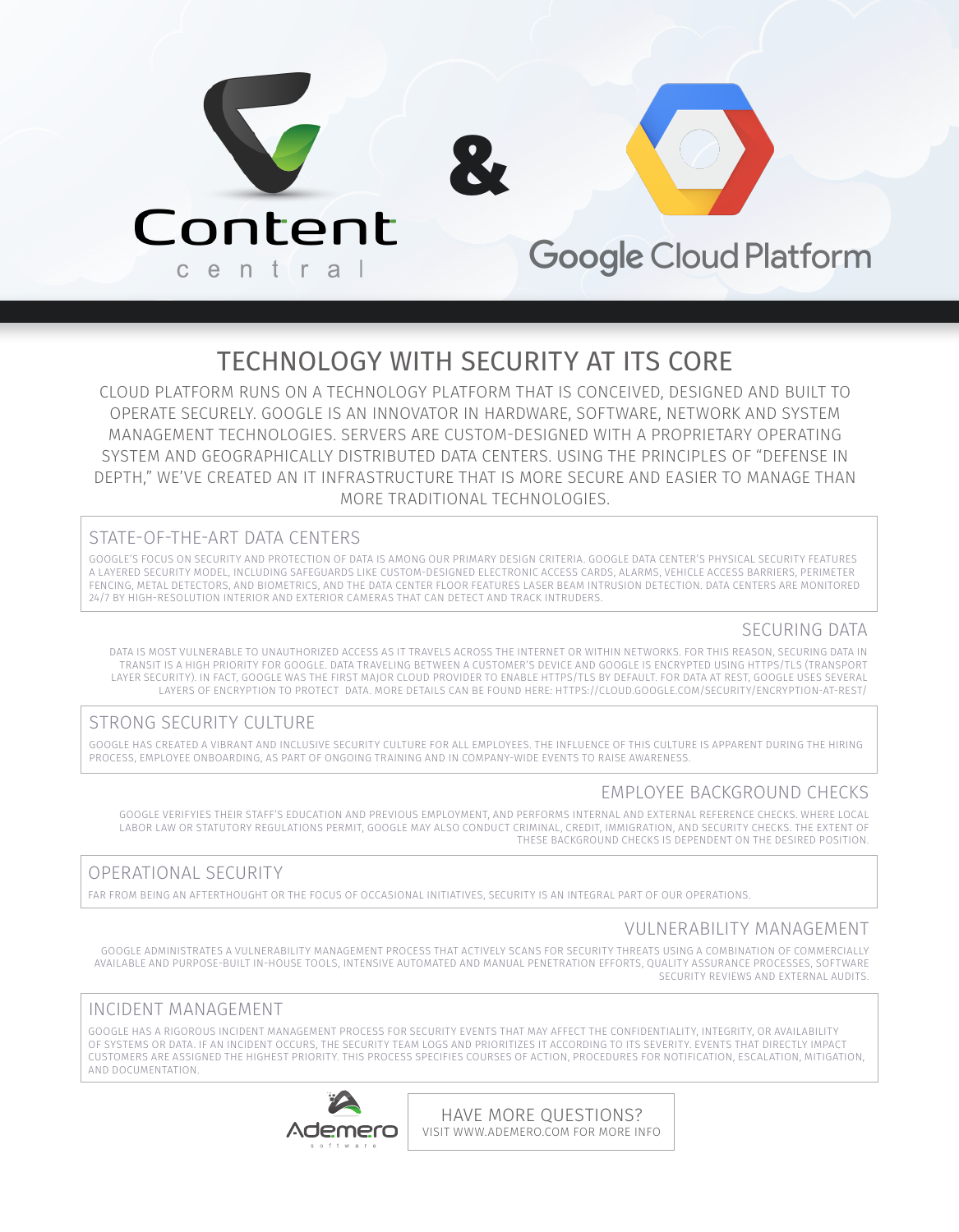Content central & Google Cloud Platform

# TECHNOLOGY WITH SECURITY AT ITS CORE

CLOUD PLATFORM RUNS ON A TECHNOLOGY PLATFORM THAT IS CONCEIVED, DESIGNED AND BUILT TO OPERATE SECURELY. GOOGLE IS AN INNOVATOR IN HARDWARE, SOFTWARE, NETWORK AND SYSTEM MANAGEMENT TECHNOLOGIES. SERVERS ARE CUSTOM-DESIGNED WITH A PROPRIETARY OPERATING SYSTEM AND GEOGRAPHICALLY DISTRIBUTED DATA CENTERS. USING THE PRINCIPLES OF "DEFENSE IN DEPTH," WE'VE CREATED AN IT INFRASTRUCTURE THAT IS MORE SECURE AND EASIER TO MANAGE THAN MORE TRADITIONAL TECHNOLOGIES.

## STATE-OF-THE-ART DATA CENTERS

GOOGLE'S FOCUS ON SECURITY AND PROTECTION OF DATA IS AMONG OUR PRIMARY DESIGN CRITERIA. GOOGLE DATA CENTER'S PHYSICAL SECURITY FEATURES A LAYERED SECURITY MODEL, INCLUDING SAFEGUARDS LIKE CUSTOM-DESIGNED ELECTRONIC ACCESS CARDS, ALARMS, VEHICLE ACCESS BARRIERS, PERIMETER FENCING, METAL DETECTORS, AND BIOMETRICS, AND THE DATA CENTER FLOOR FEATURES LASER BEAM INTRUSION DETECTION. DATA CENTERS ARE MONITORED 24/7 BY HIGH-RESOLUTION INTERIOR AND EXTERIOR CAMERAS THAT CAN DETECT AND TRACK INTRUDERS.

## SECURING DATA

DATA IS MOST VULNERABLE TO UNAUTHORIZED ACCESS AS IT TRAVELS ACROSS THE INTERNET OR WITHIN NETWORKS. FOR THIS REASON, SECURING DATA IN TRANSIT IS A HIGH PRIORITY FOR GOOGLE. DATA TRAVELING BETWEEN A CUSTOMER'S DEVICE AND GOOGLE IS ENCRYPTED USING HTTPS/TLS (TRANSPORT LAYER SECURITY). IN FACT, GOOGLE WAS THE FIRST MAJOR CLOUD PROVIDER TO ENABLE HTTPS/TLS BY DEFAULT. FOR DATA AT REST, GOOGLE USES SEVERAL LAYERS OF ENCRYPTION TO PROTECT DATA. MORE DETAILS CAN BE FOUND HERE: HTTPS://CLOUD.GOOGLE.COM/SECURITY/ENCRYPTION-AT-REST/

## STRONG SECURITY CULTURE

GOOGLE HAS CREATED A VIBRANT AND INCLUSIVE SECURITY CULTURE FOR ALL EMPLOYEES. THE INFLUENCE OF THIS CULTURE IS APPARENT DURING THE HIRING PROCESS, EMPLOYEE ONBOARDING, AS PART OF ONGOING TRAINING AND IN COMPANY-WIDE EVENTS TO RAISE AWARENESS.

## EMPLOYEE BACKGROUND CHECKS

GOOGLE VERIFYIES THEIR STAFF'S EDUCATION AND PREVIOUS EMPLOYMENT, AND PERFORMS INTERNAL AND EXTERNAL REFERENCE CHECKS. WHERE LOCAL LABOR LAW OR STATUTORY REGULATIONS PERMIT, GOOGLE MAY ALSO CONDUCT CRIMINAL, CREDIT, IMMIGRATION, AND SECURITY CHECKS. THE EXTENT OF THESE BACKGROUND CHECKS IS DEPENDENT ON THE DESIRED POSITION.

## OPERATIONAL SECURITY

FAR FROM BEING AN AFTERTHOUGHT OR THE FOCUS OF OCCASIONAL INITIATIVES, SECURITY IS AN INTEGRAL PART OF OUR OPERATIONS.

## VULNERABILITY MANAGEMENT

GOOGLE ADMINISTRATES A VULNERABILITY MANAGEMENT PROCESS THAT ACTIVELY SCANS FOR SECURITY THREATS USING A COMBINATION OF COMMERCIALLY AVAILABLE AND PURPOSE-BUILT IN-HOUSE TOOLS, INTENSIVE AUTOMATED AND MANUAL PENETRATION EFFORTS, QUALITY ASSURANCE PROCESSES, SOFTWARE SECURITY REVIEWS AND EXTERNAL AUDITS.

## INCIDENT MANAGEMENT

GOOGLE HAS A RIGOROUS INCIDENT MANAGEMENT PROCESS FOR SECURITY EVENTS THAT MAY AFFECT THE CONFIDENTIALITY, INTEGRITY, OR AVAILABILITY OF SYSTEMS OR DATA. IF AN INCIDENT OCCURS, THE SECURITY TEAM LOGS AND PRIORITIZES IT ACCORDING TO ITS SEVERITY. EVENTS THAT DIRECTLY IMPACT CUSTOMERS ARE ASSIGNED THE HIGHEST PRIORITY. THIS PROCESS SPECIFIES COURSES OF ACTION, PROCEDURES FOR NOTIFICATION, ESCALATION, MITIGATION, AND DOCUMENTATION.

Ademero software

HAVE MORE QUESTIONS?
VISIT WWW.ADEMERO.COM FOR MORE INFO